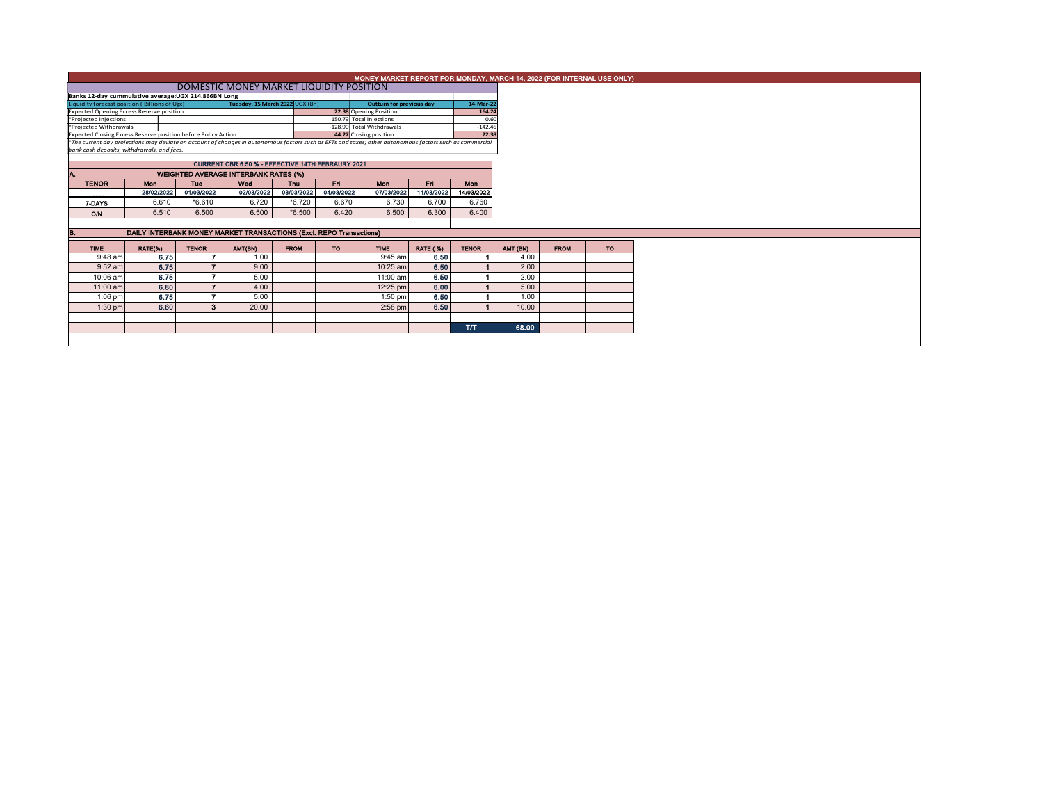# MONEY MARKET REPORT FOR MONDAY, MARCH 14, 2022 (FOR INTERNAL USE ONLY)

## DOMESTIC MONEY MARKET LIQUIDITY POSITION

**Banks 12-day cummulative average:UGX 214.866BN Long**

| Liquidity forecast position ( Billions of Ugx) | Tuesday, 15 March 2022 UGX (Bn) | Outturn for previous day | 14-Mar-22 |
|---|---|---|---|
| Expected Opening Excess Reserve position | 22.38 | Opening Position | 164.24 |
| *Projected Injections | 150.79 | Total Injections | 0.60 |
| *Projected Withdrawals | -128.90 | Total Withdrawals | -142.46 |
| Expected Closing Excess Reserve position before Policy Action | 44.27 | Closing position | 22.38 |

*The current day projections may deviate on account of changes in autonomous factors such as EFTs and taxes; other autonomous factors such as commercial bank cash deposits, withdrawals, and fees.*

**CURRENT CBR 6.50 % - EFFECTIVE 14TH FEBRAURY 2021**

### A. WEIGHTED AVERAGE INTERBANK RATES (%)

| TENOR | Mon | Tue | Wed | Thu | Fri | Mon | Fri | Mon |
|---|---|---|---|---|---|---|---|---|
| | 28/02/2022 | 01/03/2022 | 02/03/2022 | 03/03/2022 | 04/03/2022 | 07/03/2022 | 11/03/2022 | 14/03/2022 |
| 7-DAYS | 6.610 | *6.610 | 6.720 | *6.720 | 6.670 | 6.730 | 6.700 | 6.760 |
| O/N | 6.510 | 6.500 | 6.500 | *6.500 | 6.420 | 6.500 | 6.300 | 6.400 |

### B. DAILY INTERBANK MONEY MARKET TRANSACTIONS (Excl. REPO Transactions)

| TIME | RATE(%) | TENOR | AMT(BN) | FROM | TO | TIME | RATE (%) | TENOR | AMT (BN) | FROM | TO |
|---|---|---|---|---|---|---|---|---|---|---|---|
| 9:48 am | 6.75 | 7 | 1.00 | | | 9:45 am | 6.50 | 1 | 4.00 | | |
| 9:52 am | 6.75 | 7 | 9.00 | | | 10:25 am | 6.50 | 1 | 2.00 | | |
| 10:06 am | 6.75 | 7 | 5.00 | | | 11:00 am | 6.50 | 1 | 2.00 | | |
| 11:00 am | 6.80 | 7 | 4.00 | | | 12:25 pm | 6.00 | 1 | 5.00 | | |
| 1:06 pm | 6.75 | 7 | 5.00 | | | 1:50 pm | 6.50 | 1 | 1.00 | | |
| 1:30 pm | 6.60 | 3 | 20.00 | | | 2:58 pm | 6.50 | 1 | 10.00 | | |
| | | | | | | | | T/T | 68.00 | | |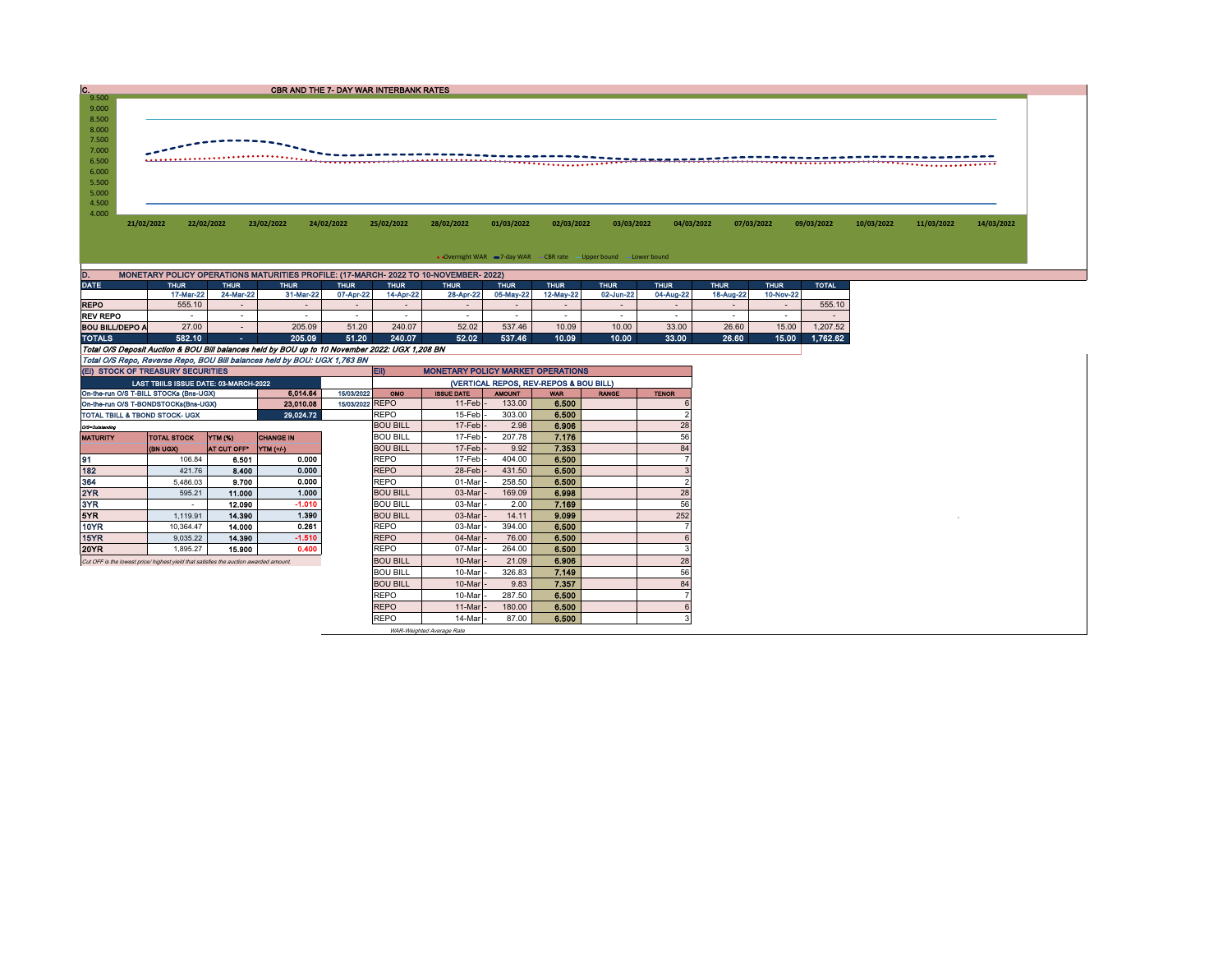## C. CBR AND THE 7- DAY WAR INTERBANK RATES

9.500
9.000
8.500
8.000
7.500
7.000
6.500
6.000
5.500
5.000
4.500
4.000

21/02/2022 22/02/2022 23/02/2022 24/02/2022 25/02/2022 28/02/2022 01/03/2022 02/03/2022 03/03/2022 04/03/2022 07/03/2022 09/03/2022 10/03/2022 11/03/2022 14/03/2022

Overnight WAR   7-day WAR   CBR rate   Upper bound   Lower bound

## D. MONETARY POLICY OPERATIONS MATURITIES PROFILE: (17-MARCH- 2022 TO 10-NOVEMBER- 2022)

| DATE | THUR | THUR | THUR | THUR | THUR | THUR | THUR | THUR | THUR | THUR | THUR | THUR | TOTAL |
|---|---|---|---|---|---|---|---|---|---|---|---|---|---|
| | 17-Mar-22 | 24-Mar-22 | 31-Mar-22 | 07-Apr-22 | 14-Apr-22 | 28-Apr-22 | 05-May-22 | 12-May-22 | 02-Jun-22 | 04-Aug-22 | 18-Aug-22 | 10-Nov-22 | |
| REPO | 555.10 | - | - | - | - | - | - | - | - | - | - | - | 555.10 |
| REV REPO | - | - | - | - | - | - | - | - | - | - | - | - | - |
| BOU BILL/DEPO A | 27.00 | - | 205.09 | 51.20 | 240.07 | 52.02 | 537.46 | 10.09 | 10.00 | 33.00 | 26.60 | 15.00 | 1,207.52 |
| TOTALS | 582.10 | - | 205.09 | 51.20 | 240.07 | 52.02 | 537.46 | 10.09 | 10.00 | 33.00 | 26.60 | 15.00 | 1,762.62 |

*Total O/S Deposit Auction & BOU Bill balances held by BOU up to 10 November 2022: UGX 1,208 BN*

*Total O/S Repo, Reverse Repo, BOU Bill balances held by BOU: UGX 1,763 BN*

## (EI) STOCK OF TREASURY SECURITIES

| LAST TBIILS ISSUE DATE: 03-MARCH-2022 | | |
|---|---|---|
| On-the-run O/S T-BILL STOCKs (Bns-UGX) | 6,014.64 | 15/03/2022 |
| On-the-run O/S T-BONDSTOCKs(Bns-UGX) | 23,010.08 | 15/03/2022 |
| TOTAL TBILL & TBOND STOCK- UGX | 29,024.72 | |

O/S=Outstanding

| MATURITY | TOTAL STOCK (BN UGX) | YTM (%) AT CUT OFF* | CHANGE IN YTM (+/-) |
|---|---|---|---|
| 91 | 106.84 | 6.501 | 0.000 |
| 182 | 421.76 | 8.400 | 0.000 |
| 364 | 5,486.03 | 9.700 | 0.000 |
| 2YR | 595.21 | 11.000 | 1.000 |
| 3YR | - | 12.090 | -1.010 |
| 5YR | 1,119.91 | 14.390 | 1.390 |
| 10YR | 10,364.47 | 14.000 | 0.261 |
| 15YR | 9,035.22 | 14.390 | -1.510 |
| 20YR | 1,895.27 | 15.900 | 0.400 |

*Cut OFF is the lowest price/ highest yield that satisfies the auction awarded amount.*

## EII) MONETARY POLICY MARKET OPERATIONS

(VERTICAL REPOS, REV-REPOS & BOU BILL)

| OMO | ISSUE DATE | AMOUNT | WAR | RANGE | TENOR |
|---|---|---|---|---|---|
| REPO | 11-Feb | 133.00 | 6.500 | | 6 |
| REPO | 15-Feb | 303.00 | 6.500 | | 2 |
| BOU BILL | 17-Feb | 2.98 | 6.906 | | 28 |
| BOU BILL | 17-Feb | 207.78 | 7.176 | | 56 |
| BOU BILL | 17-Feb | 9.92 | 7.353 | | 84 |
| REPO | 17-Feb | 404.00 | 6.500 | | 7 |
| REPO | 28-Feb | 431.50 | 6.500 | | 3 |
| REPO | 01-Mar | 258.50 | 6.500 | | 2 |
| BOU BILL | 03-Mar | 169.09 | 6.998 | | 28 |
| BOU BILL | 03-Mar | 2.00 | 7.169 | | 56 |
| BOU BILL | 03-Mar | 14.11 | 9.099 | | 252 |
| REPO | 03-Mar | 394.00 | 6.500 | | 7 |
| REPO | 04-Mar | 76.00 | 6.500 | | 6 |
| REPO | 07-Mar | 264.00 | 6.500 | | 3 |
| BOU BILL | 10-Mar | 21.09 | 6.906 | | 28 |
| BOU BILL | 10-Mar | 326.83 | 7.149 | | 56 |
| BOU BILL | 10-Mar | 9.83 | 7.357 | | 84 |
| REPO | 10-Mar | 287.50 | 6.500 | | 7 |
| REPO | 11-Mar | 180.00 | 6.500 | | 6 |
| REPO | 14-Mar | 87.00 | 6.500 | | 3 |

*WAR-Weighted Average Rate*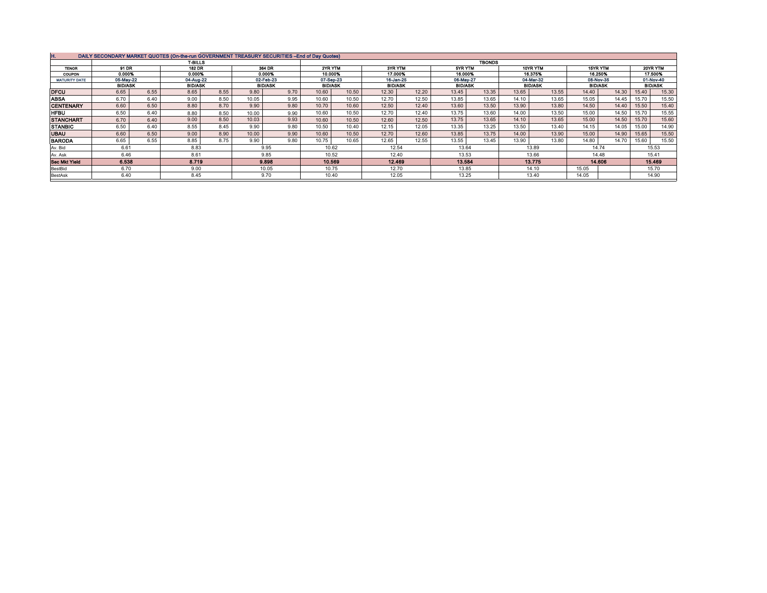## H. DAILY SECONDARY MARKET QUOTES (On-the-run GOVERNMENT TREASURY SECURITIES –End of Day Quotes)

| | T-BILLS | | | | | | TBONDS | | | | | | | | | | | |
|---|---|---|---|---|---|---|---|---|---|---|---|---|---|---|---|---|---|---|
| **TENOR** | **91 DR** | | **182 DR** | | **364 DR** | | **2YR YTM** | | **3YR YTM** | | **5YR YTM** | | **10YR YTM** | | **15YR YTM** | | **20YR YTM** | |
| **COUPON** | **0.000%** | | **0.000%** | | **0.000%** | | **10.000%** | | **17.000%** | | **16.000%** | | **16.375%** | | **16.250%** | | **17.500%** | |
| **MATURITY DATE** | **05-May-22** | | **04-Aug-22** | | **02-Feb-23** | | **07-Sep-23** | | **16-Jan-25** | | **06-May-27** | | **04-Mar-32** | | **08-Nov-35** | | **01-Nov-40** | |
| | **BID/ASK** | | **BID/ASK** | | **BID/ASK** | | **BID/ASK** | | **BID/ASK** | | **BID/ASK** | | **BID/ASK** | | **BID/ASK** | | **BID/ASK** | |
| **DFCU** | 6.65 | 6.55 | 8.65 | 8.55 | 9.80 | 9.70 | 10.60 | 10.50 | 12.30 | 12.20 | 13.45 | 13.35 | 13.65 | 13.55 | 14.40 | 14.30 | 15.40 | 15.30 |
| **ABSA** | 6.70 | 6.40 | 9.00 | 8.50 | 10.05 | 9.95 | 10.60 | 10.50 | 12.70 | 12.50 | 13.85 | 13.65 | 14.10 | 13.65 | 15.05 | 14.45 | 15.70 | 15.50 |
| **CENTENARY** | 6.60 | 6.50 | 8.80 | 8.70 | 9.90 | 9.80 | 10.70 | 10.60 | 12.50 | 12.40 | 13.60 | 13.50 | 13.90 | 13.80 | 14.50 | 14.40 | 15.50 | 15.40 |
| **HFBU** | 6.50 | 6.40 | 8.80 | 8.50 | 10.00 | 9.90 | 10.60 | 10.50 | 12.70 | 12.40 | 13.75 | 13.60 | 14.00 | 13.50 | 15.00 | 14.50 | 15.70 | 15.55 |
| **STANCHART** | 6.70 | 6.40 | 9.00 | 8.50 | 10.03 | 9.93 | 10.60 | 10.50 | 12.60 | 12.50 | 13.75 | 13.65 | 14.10 | 13.65 | 15.00 | 14.50 | 15.70 | 15.60 |
| **STANBIC** | 6.50 | 6.40 | 8.55 | 8.45 | 9.90 | 9.80 | 10.50 | 10.40 | 12.15 | 12.05 | 13.35 | 13.25 | 13.50 | 13.40 | 14.15 | 14.05 | 15.00 | 14.90 |
| **UBAU** | 6.60 | 6.50 | 9.00 | 8.90 | 10.00 | 9.90 | 10.60 | 10.50 | 12.70 | 12.60 | 13.85 | 13.75 | 14.00 | 13.90 | 15.00 | 14.90 | 15.65 | 15.50 |
| **BARODA** | 6.65 | 6.55 | 8.85 | 8.75 | 9.90 | 9.80 | 10.75 | 10.65 | 12.65 | 12.55 | 13.55 | 13.45 | 13.90 | 13.80 | 14.80 | 14.70 | 15.60 | 15.50 |
| Av. Bid | 6.61 | | 8.83 | | 9.95 | | 10.62 | | 12.54 | | 13.64 | | 13.89 | | 14.74 | | 15.53 | |
| Av. Ask | 6.46 | | 8.61 | | 9.85 | | 10.52 | | 12.40 | | 13.53 | | 13.66 | | 14.48 | | 15.41 | |
| **Sec Mkt Yield** | **6.538** | | **8.719** | | **9.898** | | **10.569** | | **12.469** | | **13.584** | | **13.775** | | **14.606** | | **15.469** | |
| BestBid | 6.70 | | 9.00 | | 10.05 | | 10.75 | | 12.70 | | 13.85 | | 14.10 | | 15.05 | | 15.70 | |
| BestAsk | 6.40 | | 8.45 | | 9.70 | | 10.40 | | 12.05 | | 13.25 | | 13.40 | | 14.05 | | 14.90 | |